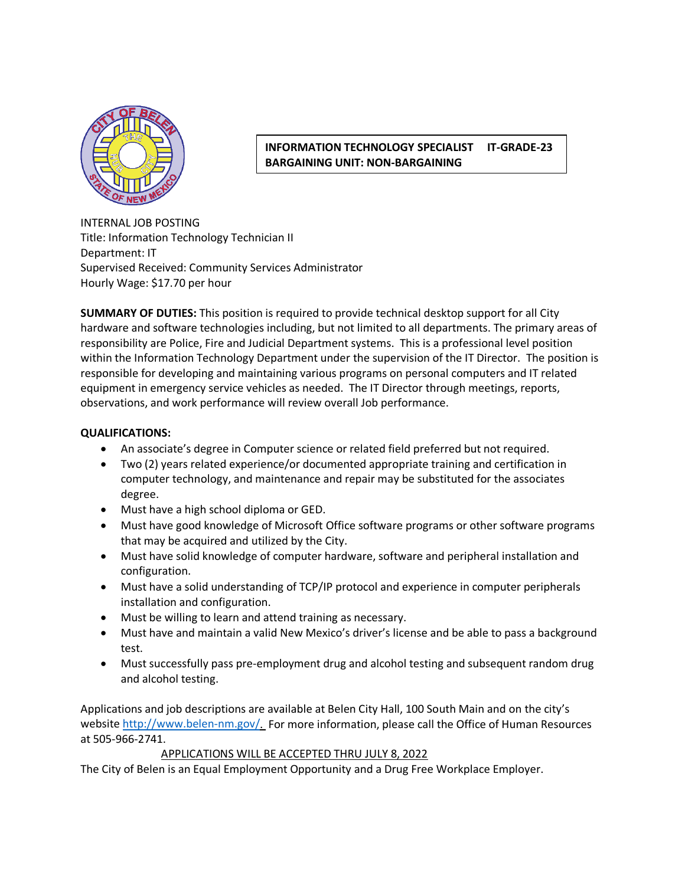**INFORMATION TECHNOLOGY SPECIALIST IT-GRADE-23**
**BARGAINING UNIT: NON-BARGAINING**

INTERNAL JOB POSTING
Title: Information Technology Technician II
Department: IT
Supervised Received: Community Services Administrator
Hourly Wage: $17.70 per hour

**SUMMARY OF DUTIES:** This position is required to provide technical desktop support for all City hardware and software technologies including, but not limited to all departments. The primary areas of responsibility are Police, Fire and Judicial Department systems. This is a professional level position within the Information Technology Department under the supervision of the IT Director. The position is responsible for developing and maintaining various programs on personal computers and IT related equipment in emergency service vehicles as needed. The IT Director through meetings, reports, observations, and work performance will review overall Job performance.

**QUALIFICATIONS:**

- An associate's degree in Computer science or related field preferred but not required.
- Two (2) years related experience/or documented appropriate training and certification in computer technology, and maintenance and repair may be substituted for the associates degree.
- Must have a high school diploma or GED.
- Must have good knowledge of Microsoft Office software programs or other software programs that may be acquired and utilized by the City.
- Must have solid knowledge of computer hardware, software and peripheral installation and configuration.
- Must have a solid understanding of TCP/IP protocol and experience in computer peripherals installation and configuration.
- Must be willing to learn and attend training as necessary.
- Must have and maintain a valid New Mexico's driver's license and be able to pass a background test.
- Must successfully pass pre-employment drug and alcohol testing and subsequent random drug and alcohol testing.

Applications and job descriptions are available at Belen City Hall, 100 South Main and on the city's website http://www.belen-nm.gov/. For more information, please call the Office of Human Resources at 505-966-2741.

APPLICATIONS WILL BE ACCEPTED THRU JULY 8, 2022

The City of Belen is an Equal Employment Opportunity and a Drug Free Workplace Employer.